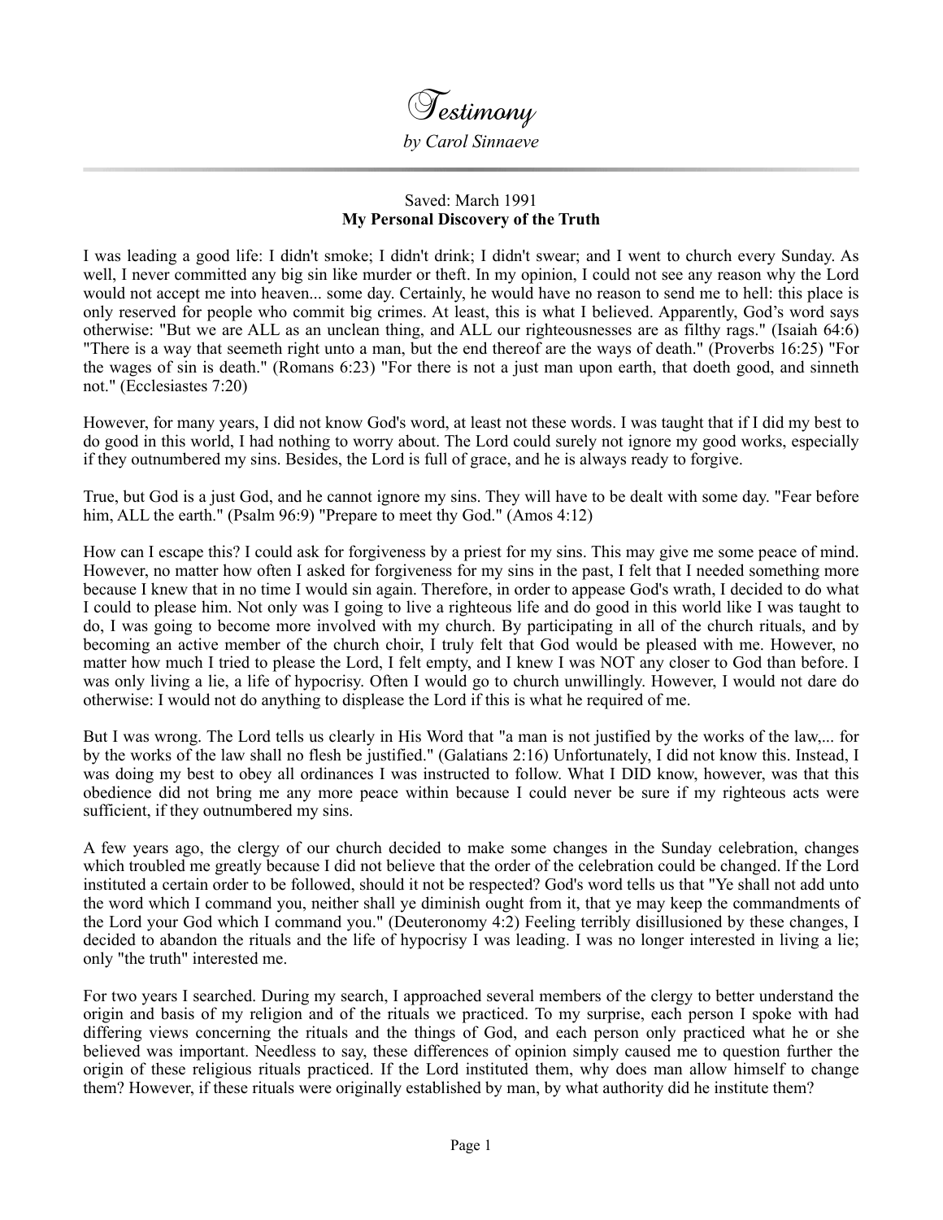# *Testimony*

*by Carol Sinnaeve*

---

Saved: March 1991

**My Personal Discovery of the Truth**

I was leading a good life: I didn't smoke; I didn't drink; I didn't swear; and I went to church every Sunday. As well, I never committed any big sin like murder or theft. In my opinion, I could not see any reason why the Lord would not accept me into heaven... some day. Certainly, he would have no reason to send me to hell: this place is only reserved for people who commit big crimes. At least, this is what I believed. Apparently, God's word says otherwise: "But we are ALL as an unclean thing, and ALL our righteousnesses are as filthy rags." (Isaiah 64:6) "There is a way that seemeth right unto a man, but the end thereof are the ways of death." (Proverbs 16:25) "For the wages of sin is death." (Romans 6:23) "For there is not a just man upon earth, that doeth good, and sinneth not." (Ecclesiastes 7:20)

However, for many years, I did not know God's word, at least not these words. I was taught that if I did my best to do good in this world, I had nothing to worry about. The Lord could surely not ignore my good works, especially if they outnumbered my sins. Besides, the Lord is full of grace, and he is always ready to forgive.

True, but God is a just God, and he cannot ignore my sins. They will have to be dealt with some day. "Fear before him, ALL the earth." (Psalm 96:9) "Prepare to meet thy God." (Amos 4:12)

How can I escape this? I could ask for forgiveness by a priest for my sins. This may give me some peace of mind. However, no matter how often I asked for forgiveness for my sins in the past, I felt that I needed something more because I knew that in no time I would sin again. Therefore, in order to appease God's wrath, I decided to do what I could to please him. Not only was I going to live a righteous life and do good in this world like I was taught to do, I was going to become more involved with my church. By participating in all of the church rituals, and by becoming an active member of the church choir, I truly felt that God would be pleased with me. However, no matter how much I tried to please the Lord, I felt empty, and I knew I was NOT any closer to God than before. I was only living a lie, a life of hypocrisy. Often I would go to church unwillingly. However, I would not dare do otherwise: I would not do anything to displease the Lord if this is what he required of me.

But I was wrong. The Lord tells us clearly in His Word that "a man is not justified by the works of the law,... for by the works of the law shall no flesh be justified." (Galatians 2:16) Unfortunately, I did not know this. Instead, I was doing my best to obey all ordinances I was instructed to follow. What I DID know, however, was that this obedience did not bring me any more peace within because I could never be sure if my righteous acts were sufficient, if they outnumbered my sins.

A few years ago, the clergy of our church decided to make some changes in the Sunday celebration, changes which troubled me greatly because I did not believe that the order of the celebration could be changed. If the Lord instituted a certain order to be followed, should it not be respected? God's word tells us that "Ye shall not add unto the word which I command you, neither shall ye diminish ought from it, that ye may keep the commandments of the Lord your God which I command you." (Deuteronomy 4:2) Feeling terribly disillusioned by these changes, I decided to abandon the rituals and the life of hypocrisy I was leading. I was no longer interested in living a lie; only "the truth" interested me.

For two years I searched. During my search, I approached several members of the clergy to better understand the origin and basis of my religion and of the rituals we practiced. To my surprise, each person I spoke with had differing views concerning the rituals and the things of God, and each person only practiced what he or she believed was important. Needless to say, these differences of opinion simply caused me to question further the origin of these religious rituals practiced. If the Lord instituted them, why does man allow himself to change them? However, if these rituals were originally established by man, by what authority did he institute them?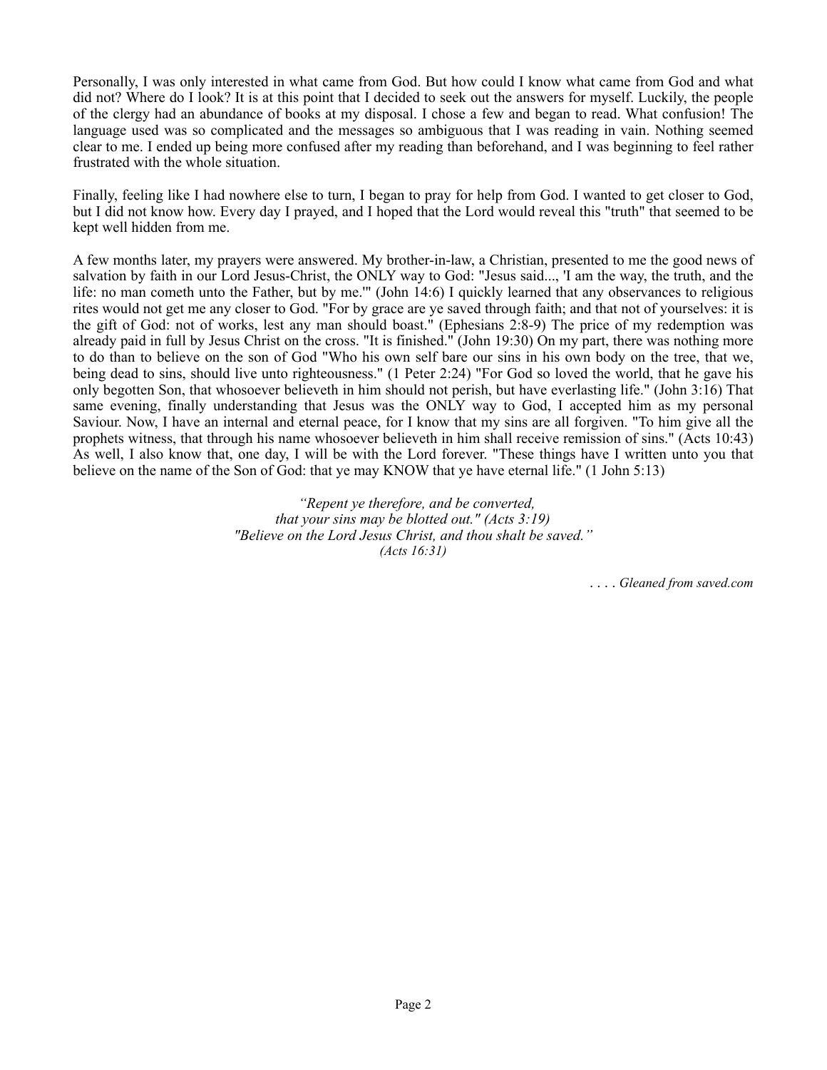Personally, I was only interested in what came from God. But how could I know what came from God and what did not? Where do I look? It is at this point that I decided to seek out the answers for myself. Luckily, the people of the clergy had an abundance of books at my disposal. I chose a few and began to read. What confusion! The language used was so complicated and the messages so ambiguous that I was reading in vain. Nothing seemed clear to me. I ended up being more confused after my reading than beforehand, and I was beginning to feel rather frustrated with the whole situation.

Finally, feeling like I had nowhere else to turn, I began to pray for help from God. I wanted to get closer to God, but I did not know how. Every day I prayed, and I hoped that the Lord would reveal this "truth" that seemed to be kept well hidden from me.

A few months later, my prayers were answered. My brother-in-law, a Christian, presented to me the good news of salvation by faith in our Lord Jesus-Christ, the ONLY way to God: "Jesus said..., 'I am the way, the truth, and the life: no man cometh unto the Father, but by me.'" (John 14:6) I quickly learned that any observances to religious rites would not get me any closer to God. "For by grace are ye saved through faith; and that not of yourselves: it is the gift of God: not of works, lest any man should boast." (Ephesians 2:8-9) The price of my redemption was already paid in full by Jesus Christ on the cross. "It is finished." (John 19:30) On my part, there was nothing more to do than to believe on the son of God "Who his own self bare our sins in his own body on the tree, that we, being dead to sins, should live unto righteousness." (1 Peter 2:24) "For God so loved the world, that he gave his only begotten Son, that whosoever believeth in him should not perish, but have everlasting life." (John 3:16) That same evening, finally understanding that Jesus was the ONLY way to God, I accepted him as my personal Saviour. Now, I have an internal and eternal peace, for I know that my sins are all forgiven. "To him give all the prophets witness, that through his name whosoever believeth in him shall receive remission of sins." (Acts 10:43) As well, I also know that, one day, I will be with the Lord forever. "These things have I written unto you that believe on the name of the Son of God: that ye may KNOW that ye have eternal life." (1 John 5:13)

*"Repent ye therefore, and be converted,*
*that your sins may be blotted out." (Acts 3:19)*
*"Believe on the Lord Jesus Christ, and thou shalt be saved."*
*(Acts 16:31)*

*. . . . Gleaned from saved.com*